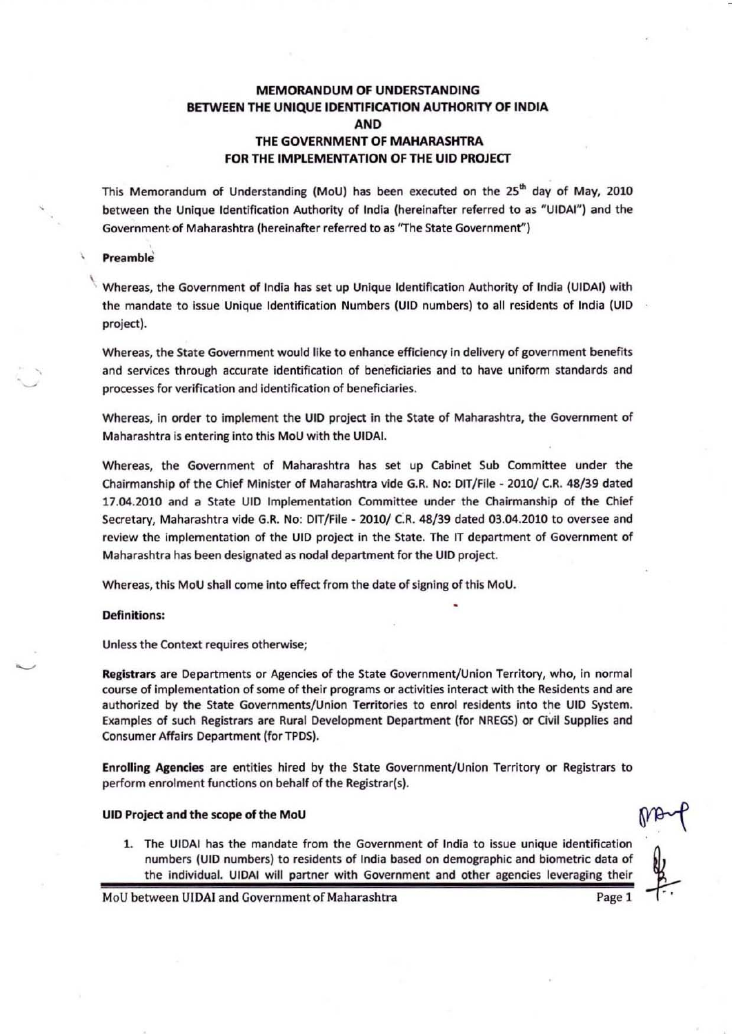# MEMORANDUM OF UNDERSTANDING
# BETWEEN THE UNIQUE IDENTIFICATION AUTHORITY OF INDIA
# AND
# THE GOVERNMENT OF MAHARASHTRA
# FOR THE IMPLEMENTATION OF THE UID PROJECT

This Memorandum of Understanding (MoU) has been executed on the 25th day of May, 2010 between the Unique Identification Authority of India (hereinafter referred to as "UIDAI") and the Government of Maharashtra (hereinafter referred to as "The State Government")

**Preamble**

Whereas, the Government of India has set up Unique Identification Authority of India (UIDAI) with the mandate to issue Unique Identification Numbers (UID numbers) to all residents of India (UID project).

Whereas, the State Government would like to enhance efficiency in delivery of government benefits and services through accurate identification of beneficiaries and to have uniform standards and processes for verification and identification of beneficiaries.

Whereas, in order to implement the UID project in the State of Maharashtra, the Government of Maharashtra is entering into this MoU with the UIDAI.

Whereas, the Government of Maharashtra has set up Cabinet Sub Committee under the Chairmanship of the Chief Minister of Maharashtra vide G.R. No: DIT/File - 2010/ C.R. 48/39 dated 17.04.2010 and a State UID Implementation Committee under the Chairmanship of the Chief Secretary, Maharashtra vide G.R. No: DIT/File - 2010/ C.R. 48/39 dated 03.04.2010 to oversee and review the implementation of the UID project in the State. The IT department of Government of Maharashtra has been designated as nodal department for the UID project.

Whereas, this MoU shall come into effect from the date of signing of this MoU.

**Definitions:**

Unless the Context requires otherwise;

**Registrars** are Departments or Agencies of the State Government/Union Territory, who, in normal course of implementation of some of their programs or activities interact with the Residents and are authorized by the State Governments/Union Territories to enrol residents into the UID System. Examples of such Registrars are Rural Development Department (for NREGS) or Civil Supplies and Consumer Affairs Department (for TPDS).

**Enrolling Agencies** are entities hired by the State Government/Union Territory or Registrars to perform enrolment functions on behalf of the Registrar(s).

**UID Project and the scope of the MoU**

1. The UIDAI has the mandate from the Government of India to issue unique identification numbers (UID numbers) to residents of India based on demographic and biometric data of the individual. UIDAI will partner with Government and other agencies leveraging their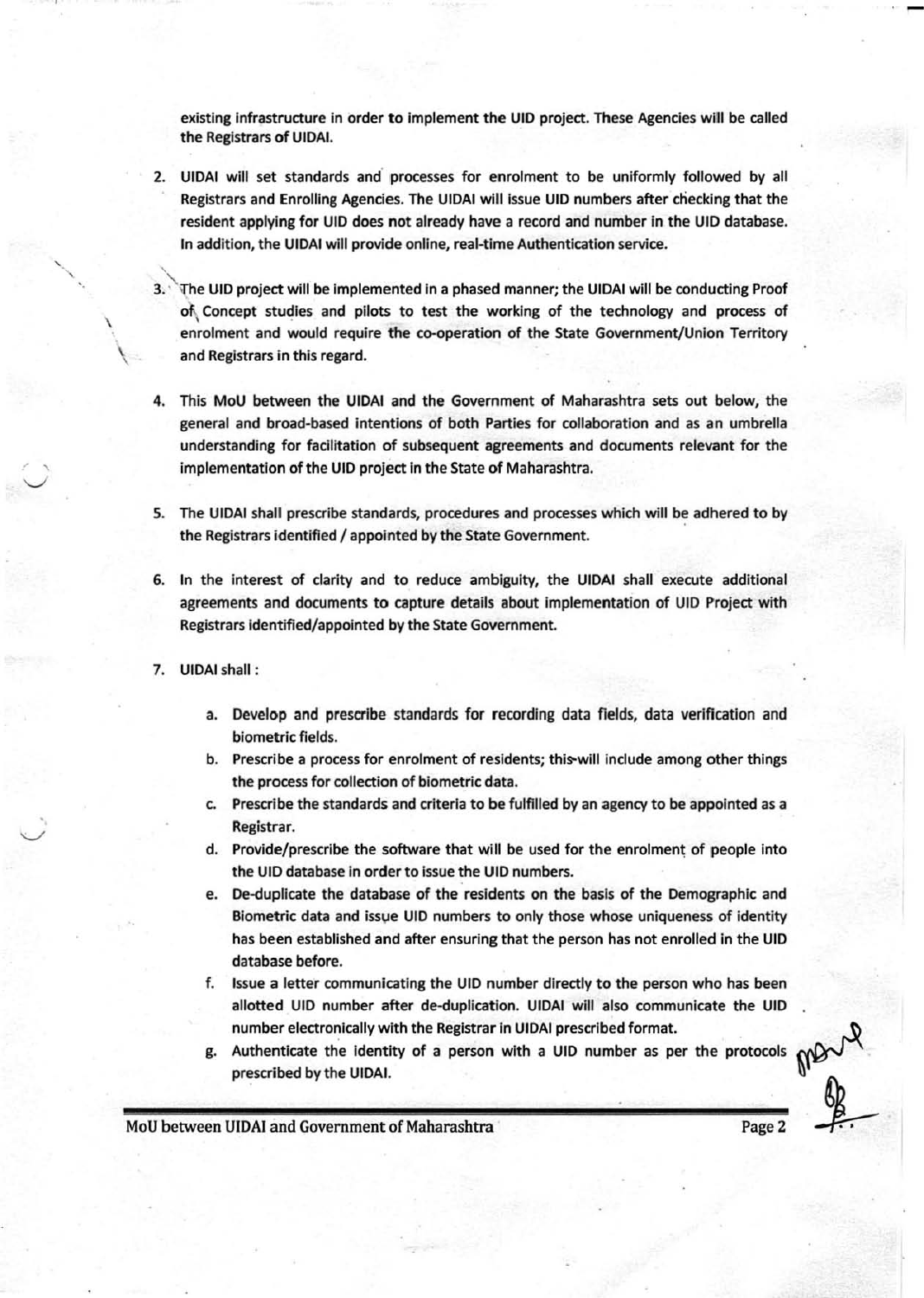existing infrastructure in order to implement the UID project. These Agencies will be called the Registrars of UIDAI.

2. UIDAI will set standards and processes for enrolment to be uniformly followed by all Registrars and Enrolling Agencies. The UIDAI will issue UID numbers after checking that the resident applying for UID does not already have a record and number in the UID database. In addition, the UIDAI will provide online, real-time Authentication service.

3. The UID project will be implemented in a phased manner; the UIDAI will be conducting Proof of Concept studies and pilots to test the working of the technology and process of enrolment and would require the co-operation of the State Government/Union Territory and Registrars in this regard.

4. This MoU between the UIDAI and the Government of Maharashtra sets out below, the general and broad-based intentions of both Parties for collaboration and as an umbrella understanding for facilitation of subsequent agreements and documents relevant for the implementation of the UID project in the State of Maharashtra.

5. The UIDAI shall prescribe standards, procedures and processes which will be adhered to by the Registrars identified / appointed by the State Government.

6. In the interest of clarity and to reduce ambiguity, the UIDAI shall execute additional agreements and documents to capture details about implementation of UID Project with Registrars identified/appointed by the State Government.

7. UIDAI shall :

    a. Develop and prescribe standards for recording data fields, data verification and biometric fields.
    b. Prescribe a process for enrolment of residents; this will include among other things the process for collection of biometric data.
    c. Prescribe the standards and criteria to be fulfilled by an agency to be appointed as a Registrar.
    d. Provide/prescribe the software that will be used for the enrolment of people into the UID database in order to issue the UID numbers.
    e. De-duplicate the database of the residents on the basis of the Demographic and Biometric data and issue UID numbers to only those whose uniqueness of identity has been established and after ensuring that the person has not enrolled in the UID database before.
    f. Issue a letter communicating the UID number directly to the person who has been allotted UID number after de-duplication. UIDAI will also communicate the UID number electronically with the Registrar in UIDAI prescribed format.
    g. Authenticate the identity of a person with a UID number as per the protocols prescribed by the UIDAI.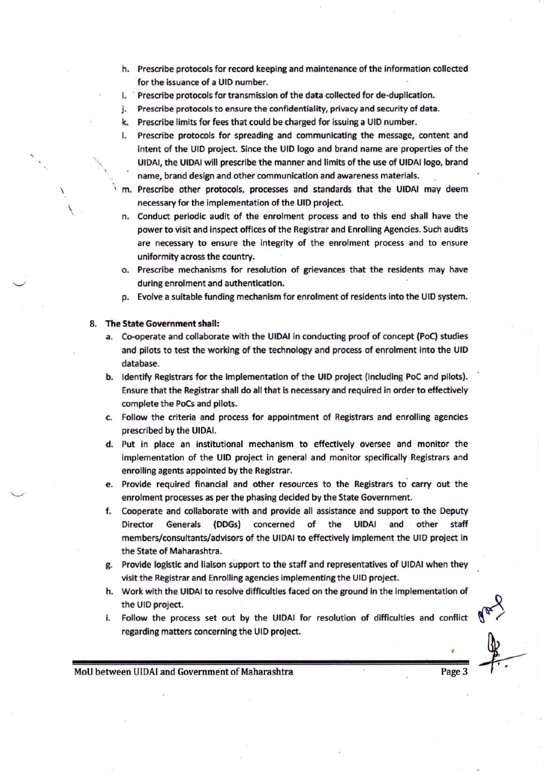h. Prescribe protocols for record keeping and maintenance of the information collected for the issuance of a UID number.
i. Prescribe protocols for transmission of the data collected for de-duplication.
j. Prescribe protocols to ensure the confidentiality, privacy and security of data.
k. Prescribe limits for fees that could be charged for issuing a UID number.
l. Prescribe protocols for spreading and communicating the message, content and intent of the UID project. Since the UID logo and brand name are properties of the UIDAI, the UIDAI will prescribe the manner and limits of the use of UIDAI logo, brand name, brand design and other communication and awareness materials.
m. Prescribe other protocols, processes and standards that the UIDAI may deem necessary for the implementation of the UID project.
n. Conduct periodic audit of the enrolment process and to this end shall have the power to visit and inspect offices of the Registrar and Enrolling Agencies. Such audits are necessary to ensure the integrity of the enrolment process and to ensure uniformity across the country.
o. Prescribe mechanisms for resolution of grievances that the residents may have during enrolment and authentication.
p. Evolve a suitable funding mechanism for enrolment of residents into the UID system.

8. **The State Government shall:**
   a. Co-operate and collaborate with the UIDAI in conducting proof of concept (PoC) studies and pilots to test the working of the technology and process of enrolment into the UID database.
   b. Identify Registrars for the implementation of the UID project (including PoC and pilots). Ensure that the Registrar shall do all that is necessary and required in order to effectively complete the PoCs and pilots.
   c. Follow the criteria and process for appointment of Registrars and enrolling agencies prescribed by the UIDAI.
   d. Put in place an institutional mechanism to effectively oversee and monitor the implementation of the UID project in general and monitor specifically Registrars and enrolling agents appointed by the Registrar.
   e. Provide required financial and other resources to the Registrars to carry out the enrolment processes as per the phasing decided by the State Government.
   f. Cooperate and collaborate with and provide all assistance and support to the Deputy Director Generals (DDGs) concerned of the UIDAI and other staff members/consultants/advisors of the UIDAI to effectively implement the UID project in the State of Maharashtra.
   g. Provide logistic and liaison support to the staff and representatives of UIDAI when they visit the Registrar and Enrolling agencies implementing the UID project.
   h. Work with the UIDAI to resolve difficulties faced on the ground in the implementation of the UID project.
   i. Follow the process set out by the UIDAI for resolution of difficulties and conflict regarding matters concerning the UID project.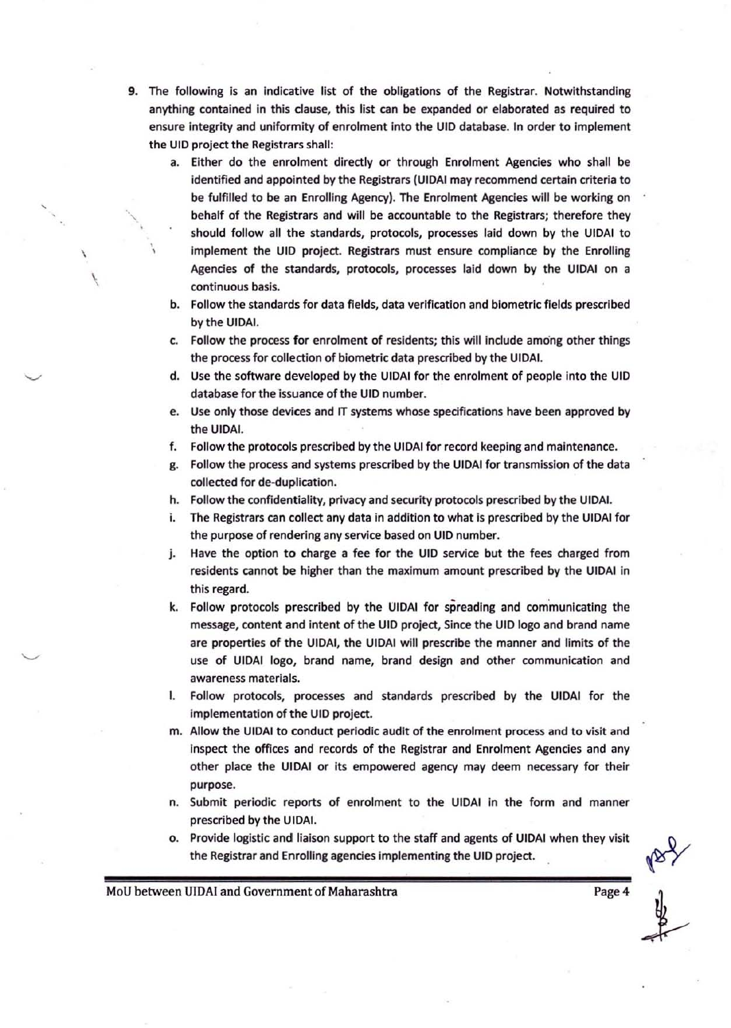9. The following is an indicative list of the obligations of the Registrar. Notwithstanding anything contained in this clause, this list can be expanded or elaborated as required to ensure integrity and uniformity of enrolment into the UID database. In order to implement the UID project the Registrars shall:

   a. Either do the enrolment directly or through Enrolment Agencies who shall be identified and appointed by the Registrars (UIDAI may recommend certain criteria to be fulfilled to be an Enrolling Agency). The Enrolment Agencies will be working on behalf of the Registrars and will be accountable to the Registrars; therefore they should follow all the standards, protocols, processes laid down by the UIDAI to implement the UID project. Registrars must ensure compliance by the Enrolling Agencies of the standards, protocols, processes laid down by the UIDAI on a continuous basis.
   b. Follow the standards for data fields, data verification and biometric fields prescribed by the UIDAI.
   c. Follow the process for enrolment of residents; this will include among other things the process for collection of biometric data prescribed by the UIDAI.
   d. Use the software developed by the UIDAI for the enrolment of people into the UID database for the issuance of the UID number.
   e. Use only those devices and IT systems whose specifications have been approved by the UIDAI.
   f. Follow the protocols prescribed by the UIDAI for record keeping and maintenance.
   g. Follow the process and systems prescribed by the UIDAI for transmission of the data collected for de-duplication.
   h. Follow the confidentiality, privacy and security protocols prescribed by the UIDAI.
   i. The Registrars can collect any data in addition to what is prescribed by the UIDAI for the purpose of rendering any service based on UID number.
   j. Have the option to charge a fee for the UID service but the fees charged from residents cannot be higher than the maximum amount prescribed by the UIDAI in this regard.
   k. Follow protocols prescribed by the UIDAI for spreading and communicating the message, content and intent of the UID project, Since the UID logo and brand name are properties of the UIDAI, the UIDAI will prescribe the manner and limits of the use of UIDAI logo, brand name, brand design and other communication and awareness materials.
   l. Follow protocols, processes and standards prescribed by the UIDAI for the implementation of the UID project.
   m. Allow the UIDAI to conduct periodic audit of the enrolment process and to visit and inspect the offices and records of the Registrar and Enrolment Agencies and any other place the UIDAI or its empowered agency may deem necessary for their purpose.
   n. Submit periodic reports of enrolment to the UIDAI in the form and manner prescribed by the UIDAI.
   o. Provide logistic and liaison support to the staff and agents of UIDAI when they visit the Registrar and Enrolling agencies implementing the UID project.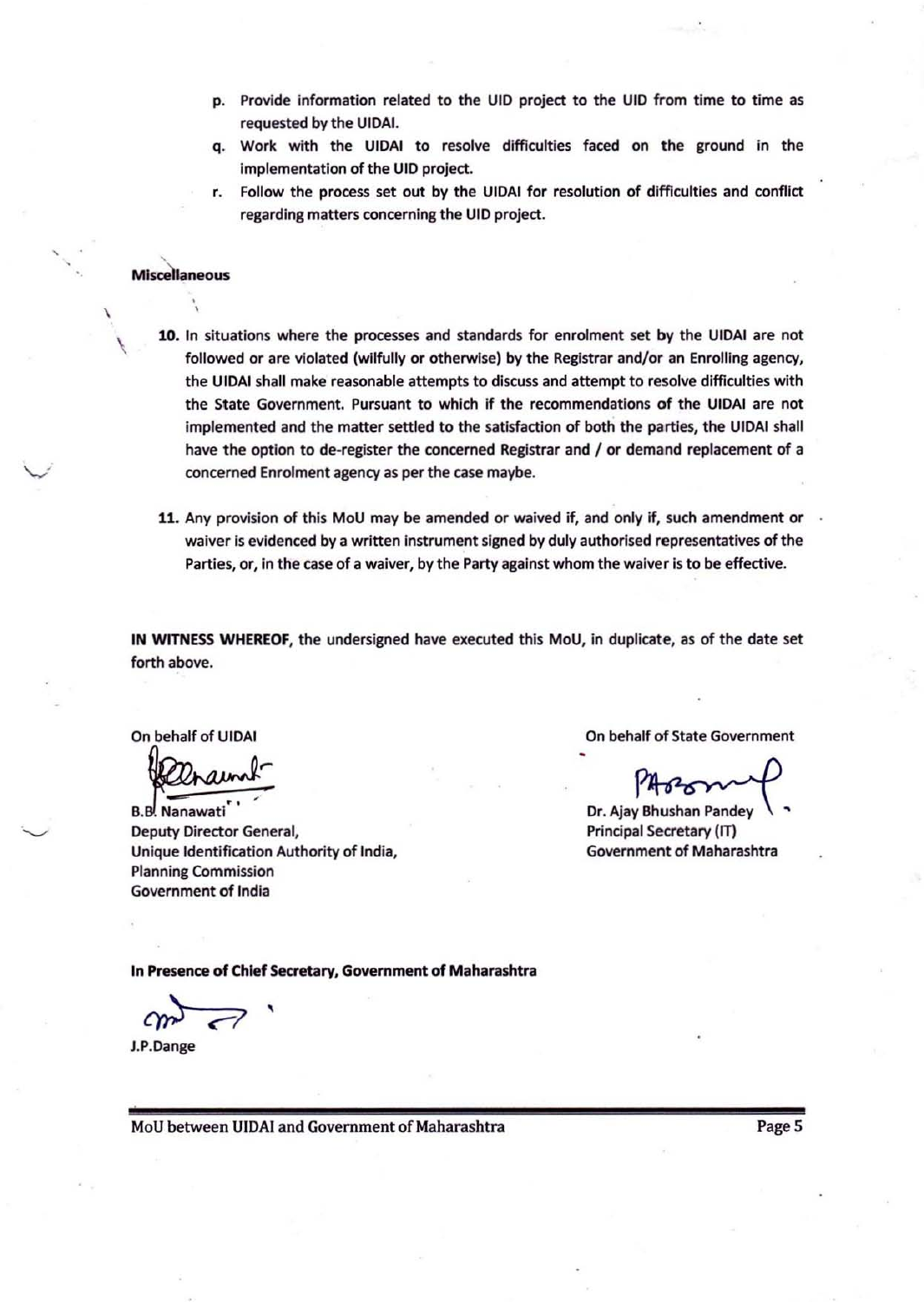p. Provide information related to the UID project to the UID from time to time as requested by the UIDAI.

q. Work with the UIDAI to resolve difficulties faced on the ground in the implementation of the UID project.

r. Follow the process set out by the UIDAI for resolution of difficulties and conflict regarding matters concerning the UID project.

**Miscellaneous**

10. In situations where the processes and standards for enrolment set by the UIDAI are not followed or are violated (wilfully or otherwise) by the Registrar and/or an Enrolling agency, the UIDAI shall make reasonable attempts to discuss and attempt to resolve difficulties with the State Government. Pursuant to which if the recommendations of the UIDAI are not implemented and the matter settled to the satisfaction of both the parties, the UIDAI shall have the option to de-register the concerned Registrar and / or demand replacement of a concerned Enrolment agency as per the case maybe.

11. Any provision of this MoU may be amended or waived if, and only if, such amendment or waiver is evidenced by a written instrument signed by duly authorised representatives of the Parties, or, in the case of a waiver, by the Party against whom the waiver is to be effective.

**IN WITNESS WHEREOF**, the undersigned have executed this MoU, in duplicate, as of the date set forth above.

On behalf of UIDAI

B.B. Nanawati
Deputy Director General,
Unique Identification Authority of India,
Planning Commission
Government of India

On behalf of State Government

Dr. Ajay Bhushan Pandey
Principal Secretary (IT)
Government of Maharashtra

**In Presence of Chief Secretary, Government of Maharashtra**

J.P.Dange

MoU between UIDAI and Government of Maharashtra